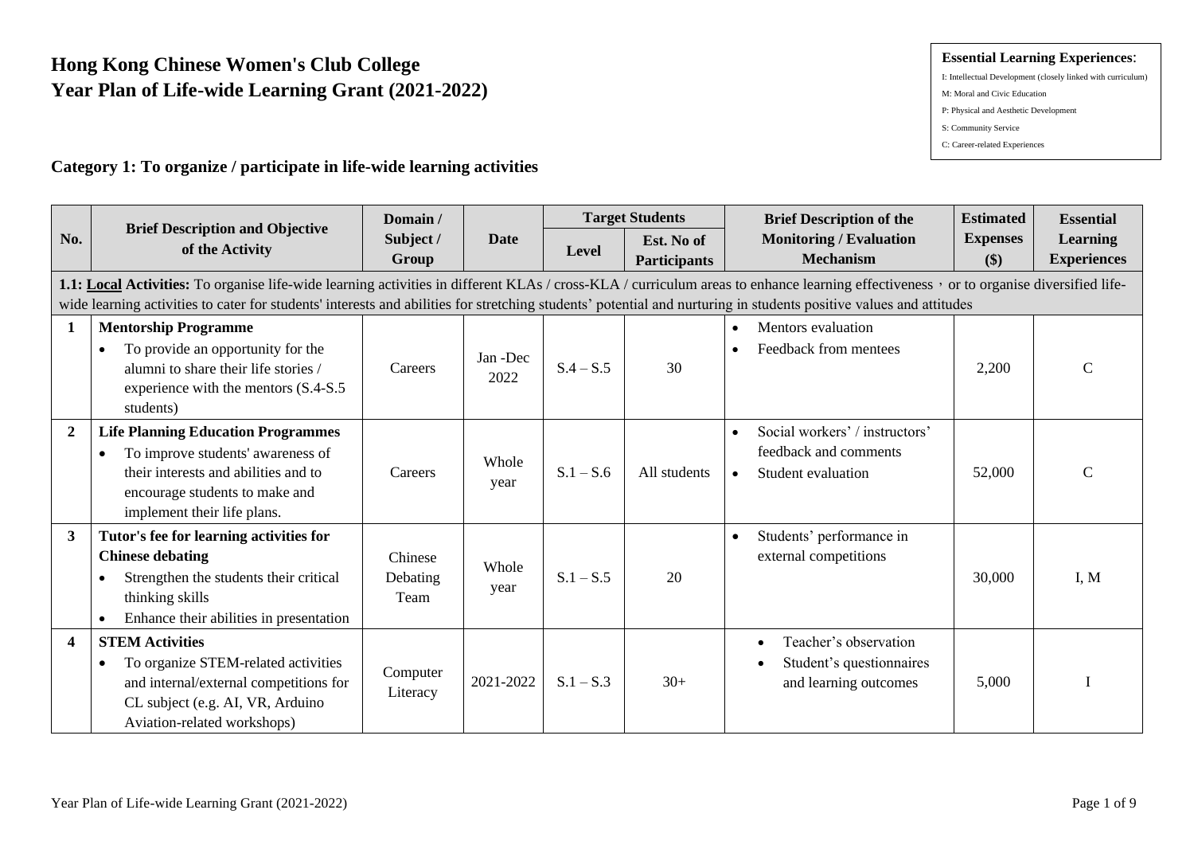# Hong Kong Chinese Women's Club College
# Year Plan of Life-wide Learning Grant (2021-2022)

**Essential Learning Experiences**:

I: Intellectual Development (closely linked with curriculum)
M: Moral and Civic Education
P: Physical and Aesthetic Development
S: Community Service
C: Career-related Experiences

## Category 1: To organize / participate in life-wide learning activities

| No. | Brief Description and Objective of the Activity | Domain / Subject / Group | Date | Target Students | | Brief Description of the Monitoring / Evaluation Mechanism | Estimated Expenses ($) | Essential Learning Experiences |
|---|---|---|---|---|---|---|---|---|
| | | | | Level | Est. No of Participants | | | |
| **1.1: <u>Local</u> Activities:** To organise life-wide learning activities in different KLAs / cross-KLA / curriculum areas to enhance learning effectiveness，or to organise diversified life-wide learning activities to cater for students' interests and abilities for stretching students' potential and nurturing in students positive values and attitudes | | | | | | | | |
| **1** | **Mentorship Programme**<br>• To provide an opportunity for the alumni to share their life stories / experience with the mentors (S.4-S.5 students) | Careers | Jan -Dec 2022 | S.4 – S.5 | 30 | • Mentors evaluation<br>• Feedback from mentees | 2,200 | C |
| **2** | **Life Planning Education Programmes**<br>• To improve students' awareness of their interests and abilities and to encourage students to make and implement their life plans. | Careers | Whole year | S.1 – S.6 | All students | • Social workers' / instructors' feedback and comments<br>• Student evaluation | 52,000 | C |
| **3** | **Tutor's fee for learning activities for Chinese debating**<br>• Strengthen the students their critical thinking skills<br>• Enhance their abilities in presentation | Chinese Debating Team | Whole year | S.1 – S.5 | 20 | • Students' performance in external competitions | 30,000 | I, M |
| **4** | **STEM Activities**<br>• To organize STEM-related activities and internal/external competitions for CL subject (e.g. AI, VR, Arduino Aviation-related workshops) | Computer Literacy | 2021-2022 | S.1 – S.3 | 30+ | • Teacher's observation<br>• Student's questionnaires and learning outcomes | 5,000 | I |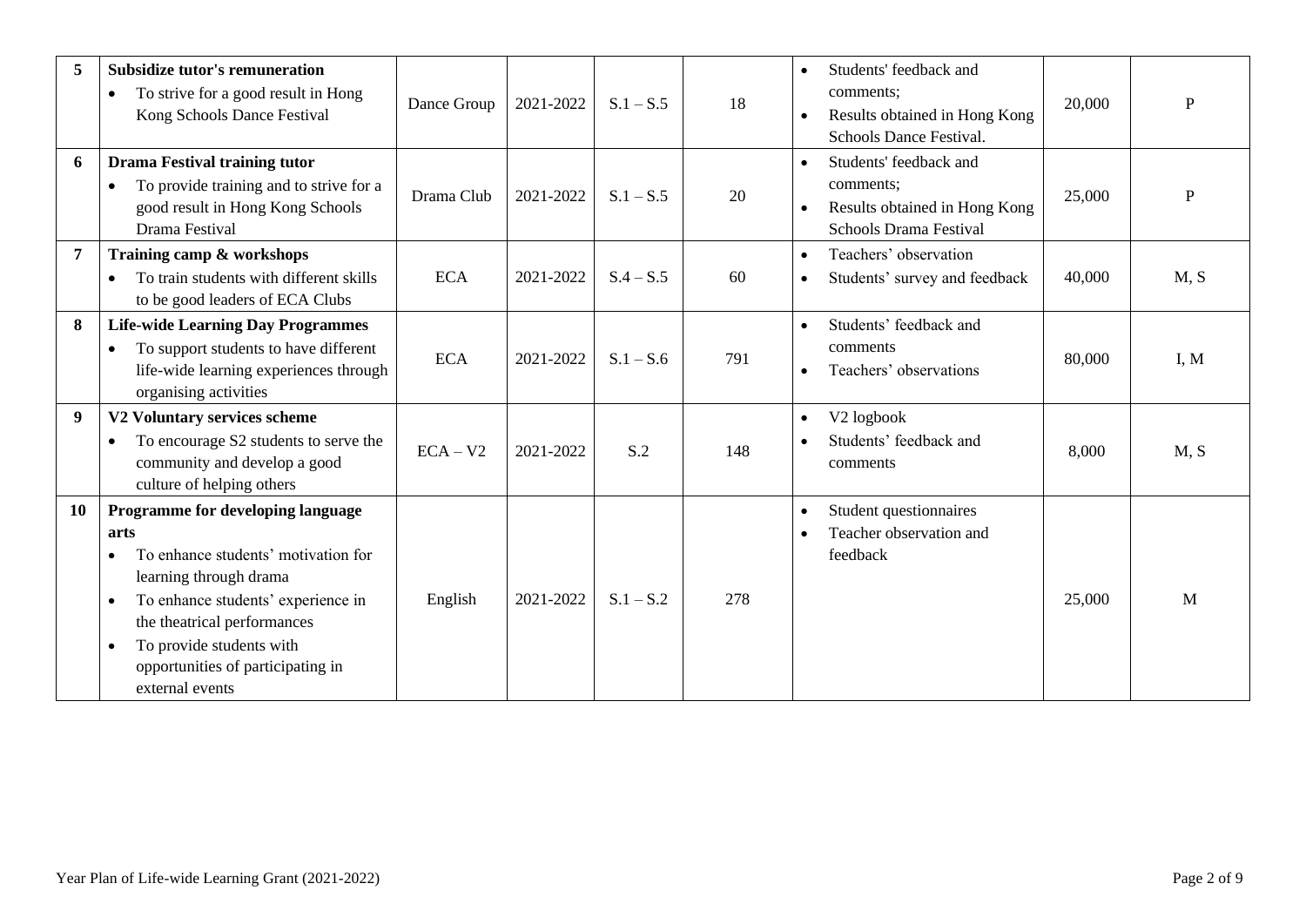| | | | | | | | | |
|---|---|---|---|---|---|---|---|---|
| **5** | **Subsidize tutor's remuneration**<br>• To strive for a good result in Hong Kong Schools Dance Festival | Dance Group | 2021-2022 | S.1 – S.5 | 18 | • Students' feedback and comments;<br>• Results obtained in Hong Kong Schools Dance Festival. | 20,000 | P |
| **6** | **Drama Festival training tutor**<br>• To provide training and to strive for a good result in Hong Kong Schools Drama Festival | Drama Club | 2021-2022 | S.1 – S.5 | 20 | • Students' feedback and comments;<br>• Results obtained in Hong Kong Schools Drama Festival | 25,000 | P |
| **7** | **Training camp & workshops**<br>• To train students with different skills to be good leaders of ECA Clubs | ECA | 2021-2022 | S.4 – S.5 | 60 | • Teachers' observation<br>• Students' survey and feedback | 40,000 | M, S |
| **8** | **Life-wide Learning Day Programmes**<br>• To support students to have different life-wide learning experiences through organising activities | ECA | 2021-2022 | S.1 – S.6 | 791 | • Students' feedback and comments<br>• Teachers' observations | 80,000 | I, M |
| **9** | **V2 Voluntary services scheme**<br>• To encourage S2 students to serve the community and develop a good culture of helping others | ECA – V2 | 2021-2022 | S.2 | 148 | • V2 logbook<br>• Students' feedback and comments | 8,000 | M, S |
| **10** | **Programme for developing language arts**<br>• To enhance students' motivation for learning through drama<br>• To enhance students' experience in the theatrical performances<br>• To provide students with opportunities of participating in external events | English | 2021-2022 | S.1 – S.2 | 278 | • Student questionnaires<br>• Teacher observation and feedback | 25,000 | M |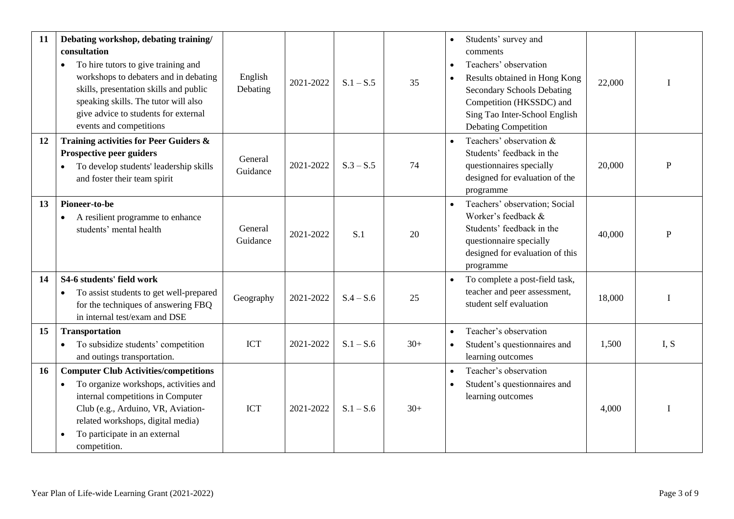| | | | | | | | | |
|---|---|---|---|---|---|---|---|---|
| 11 | **Debating workshop, debating training/ consultation**<br>• To hire tutors to give training and workshops to debaters and in debating skills, presentation skills and public speaking skills. The tutor will also give advice to students for external events and competitions | English Debating | 2021-2022 | S.1 – S.5 | 35 | • Students' survey and comments<br>• Teachers' observation<br>• Results obtained in Hong Kong Secondary Schools Debating Competition (HKSSDC) and Sing Tao Inter-School English Debating Competition | 22,000 | I |
| 12 | **Training activities for Peer Guiders & Prospective peer guiders**<br>• To develop students' leadership skills and foster their team spirit | General Guidance | 2021-2022 | S.3 – S.5 | 74 | • Teachers' observation & Students' feedback in the questionnaires specially designed for evaluation of the programme | 20,000 | P |
| 13 | **Pioneer-to-be**<br>• A resilient programme to enhance students' mental health | General Guidance | 2021-2022 | S.1 | 20 | • Teachers' observation; Social Worker's feedback & Students' feedback in the questionnaire specially designed for evaluation of this programme | 40,000 | P |
| 14 | **S4-6 students' field work**<br>• To assist students to get well-prepared for the techniques of answering FBQ in internal test/exam and DSE | Geography | 2021-2022 | S.4 – S.6 | 25 | • To complete a post-field task, teacher and peer assessment, student self evaluation | 18,000 | I |
| 15 | **Transportation**<br>• To subsidize students' competition and outings transportation. | ICT | 2021-2022 | S.1 – S.6 | 30+ | • Teacher's observation<br>• Student's questionnaires and learning outcomes | 1,500 | I, S |
| 16 | **Computer Club Activities/competitions**<br>• To organize workshops, activities and internal competitions in Computer Club (e.g., Arduino, VR, Aviation-related workshops, digital media)<br>• To participate in an external competition. | ICT | 2021-2022 | S.1 – S.6 | 30+ | • Teacher's observation<br>• Student's questionnaires and learning outcomes | 4,000 | I |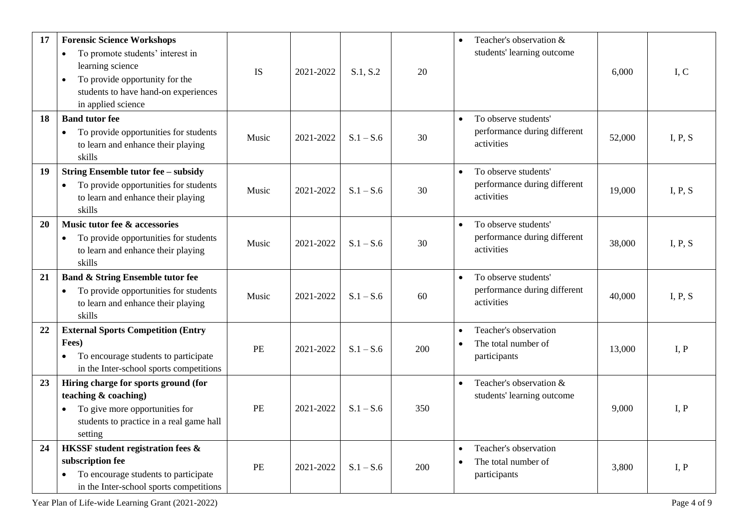| | | | | | | | | |
|---|---|---|---|---|---|---|---|---|
| 17 | **Forensic Science Workshops**<br>• To promote students' interest in learning science<br>• To provide opportunity for the students to have hands-on experiences in applied science | IS | 2021-2022 | S.1, S.2 | 20 | • Teacher's observation & students' learning outcome | 6,000 | I, C |
| 18 | **Band tutor fee**<br>• To provide opportunities for students to learn and enhance their playing skills | Music | 2021-2022 | S.1 – S.6 | 30 | • To observe students' performance during different activities | 52,000 | I, P, S |
| 19 | **String Ensemble tutor fee – subsidy**<br>• To provide opportunities for students to learn and enhance their playing skills | Music | 2021-2022 | S.1 – S.6 | 30 | • To observe students' performance during different activities | 19,000 | I, P, S |
| 20 | **Music tutor fee & accessories**<br>• To provide opportunities for students to learn and enhance their playing skills | Music | 2021-2022 | S.1 – S.6 | 30 | • To observe students' performance during different activities | 38,000 | I, P, S |
| 21 | **Band & String Ensemble tutor fee**<br>• To provide opportunities for students to learn and enhance their playing skills | Music | 2021-2022 | S.1 – S.6 | 60 | • To observe students' performance during different activities | 40,000 | I, P, S |
| 22 | **External Sports Competition (Entry Fees)**<br>• To encourage students to participate in the Inter-school sports competitions | PE | 2021-2022 | S.1 – S.6 | 200 | • Teacher's observation<br>• The total number of participants | 13,000 | I, P |
| 23 | **Hiring charge for sports ground (for teaching & coaching)**<br>• To give more opportunities for students to practice in a real game hall setting | PE | 2021-2022 | S.1 – S.6 | 350 | • Teacher's observation & students' learning outcome | 9,000 | I, P |
| 24 | **HKSSF student registration fees & subscription fee**<br>• To encourage students to participate in the Inter-school sports competitions | PE | 2021-2022 | S.1 – S.6 | 200 | • Teacher's observation<br>• The total number of participants | 3,800 | I, P |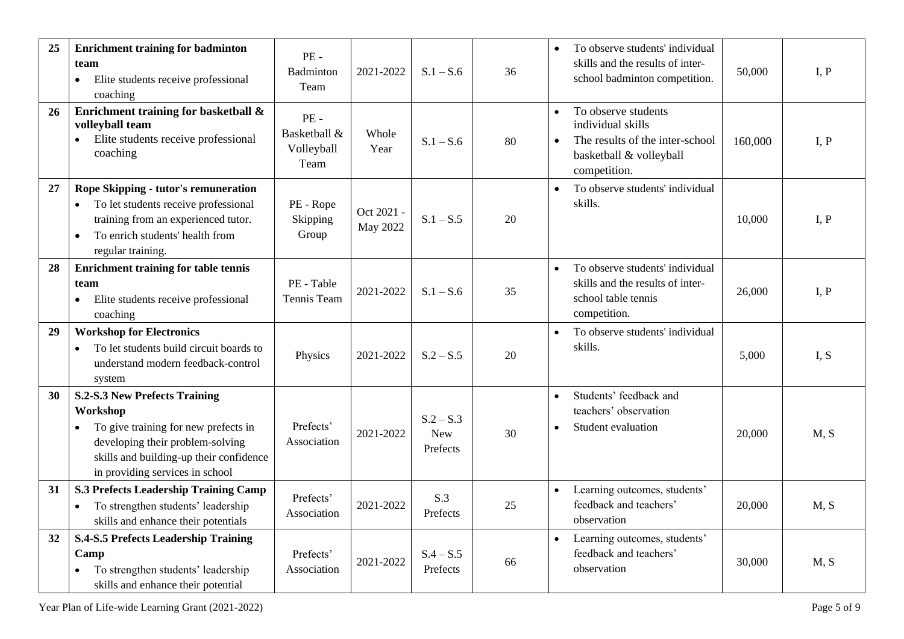| | | | | | | | | |
|---|---|---|---|---|---|---|---|---|
| 25 | **Enrichment training for badminton team**<br>• Elite students receive professional coaching | PE - Badminton Team | 2021-2022 | S.1 – S.6 | 36 | • To observe students' individual skills and the results of inter-school badminton competition. | 50,000 | I, P |
| 26 | **Enrichment training for basketball & volleyball team**<br>• Elite students receive professional coaching | PE - Basketball & Volleyball Team | Whole Year | S.1 – S.6 | 80 | • To observe students individual skills<br>• The results of the inter-school basketball & volleyball competition. | 160,000 | I, P |
| 27 | **Rope Skipping - tutor's remuneration**<br>• To let students receive professional training from an experienced tutor.<br>• To enrich students' health from regular training. | PE - Rope Skipping Group | Oct 2021 - May 2022 | S.1 – S.5 | 20 | • To observe students' individual skills. | 10,000 | I, P |
| 28 | **Enrichment training for table tennis team**<br>• Elite students receive professional coaching | PE - Table Tennis Team | 2021-2022 | S.1 – S.6 | 35 | • To observe students' individual skills and the results of inter-school table tennis competition. | 26,000 | I, P |
| 29 | **Workshop for Electronics**<br>• To let students build circuit boards to understand modern feedback-control system | Physics | 2021-2022 | S.2 – S.5 | 20 | • To observe students' individual skills. | 5,000 | I, S |
| 30 | **S.2-S.3 New Prefects Training Workshop**<br>• To give training for new prefects in developing their problem-solving skills and building-up their confidence in providing services in school | Prefects' Association | 2021-2022 | S.2 – S.3 New Prefects | 30 | • Students' feedback and teachers' observation<br>• Student evaluation | 20,000 | M, S |
| 31 | **S.3 Prefects Leadership Training Camp**<br>• To strengthen students' leadership skills and enhance their potentials | Prefects' Association | 2021-2022 | S.3 Prefects | 25 | • Learning outcomes, students' feedback and teachers' observation | 20,000 | M, S |
| 32 | **S.4-S.5 Prefects Leadership Training Camp**<br>• To strengthen students' leadership skills and enhance their potential | Prefects' Association | 2021-2022 | S.4 – S.5 Prefects | 66 | • Learning outcomes, students' feedback and teachers' observation | 30,000 | M, S |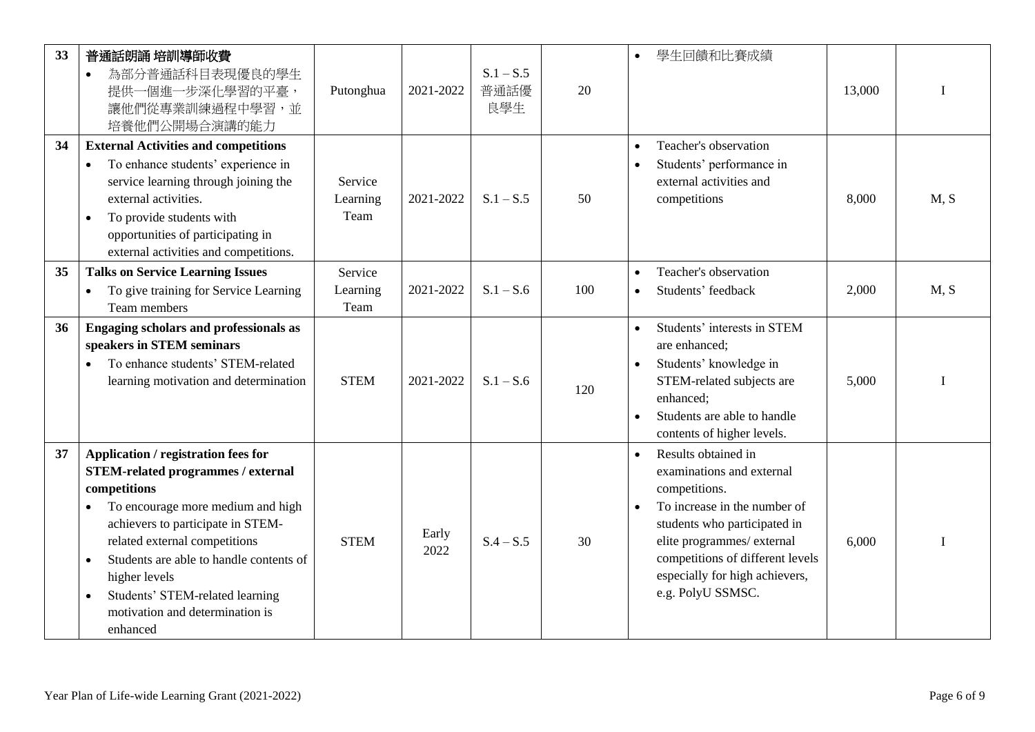| | | | | | | | | |
|---|---|---|---|---|---|---|---|---|
| **33** | **普通話朗誦 培訓導師收費**<br>• 為部分普通話科目表現優良的學生提供一個進一步深化學習的平臺，讓他們從專業訓練過程中學習，並培養他們公開場合演講的能力 | Putonghua | 2021-2022 | S.1 – S.5 普通話優良學生 | 20 | • 學生回饋和比賽成績 | 13,000 | I |
| **34** | **External Activities and competitions**<br>• To enhance students' experience in service learning through joining the external activities.<br>• To provide students with opportunities of participating in external activities and competitions. | Service Learning Team | 2021-2022 | S.1 – S.5 | 50 | • Teacher's observation<br>• Students' performance in external activities and competitions | 8,000 | M, S |
| **35** | **Talks on Service Learning Issues**<br>• To give training for Service Learning Team members | Service Learning Team | 2021-2022 | S.1 – S.6 | 100 | • Teacher's observation<br>• Students' feedback | 2,000 | M, S |
| **36** | **Engaging scholars and professionals as speakers in STEM seminars**<br>• To enhance students' STEM-related learning motivation and determination | STEM | 2021-2022 | S.1 – S.6 | 120 | • Students' interests in STEM are enhanced;<br>• Students' knowledge in STEM-related subjects are enhanced;<br>• Students are able to handle contents of higher levels. | 5,000 | I |
| **37** | **Application / registration fees for STEM-related programmes / external competitions**<br>• To encourage more medium and high achievers to participate in STEM-related external competitions<br>• Students are able to handle contents of higher levels<br>• Students' STEM-related learning motivation and determination is enhanced | STEM | Early 2022 | S.4 – S.5 | 30 | • Results obtained in examinations and external competitions.<br>• To increase in the number of students who participated in elite programmes/ external competitions of different levels especially for high achievers, e.g. PolyU SSMSC. | 6,000 | I |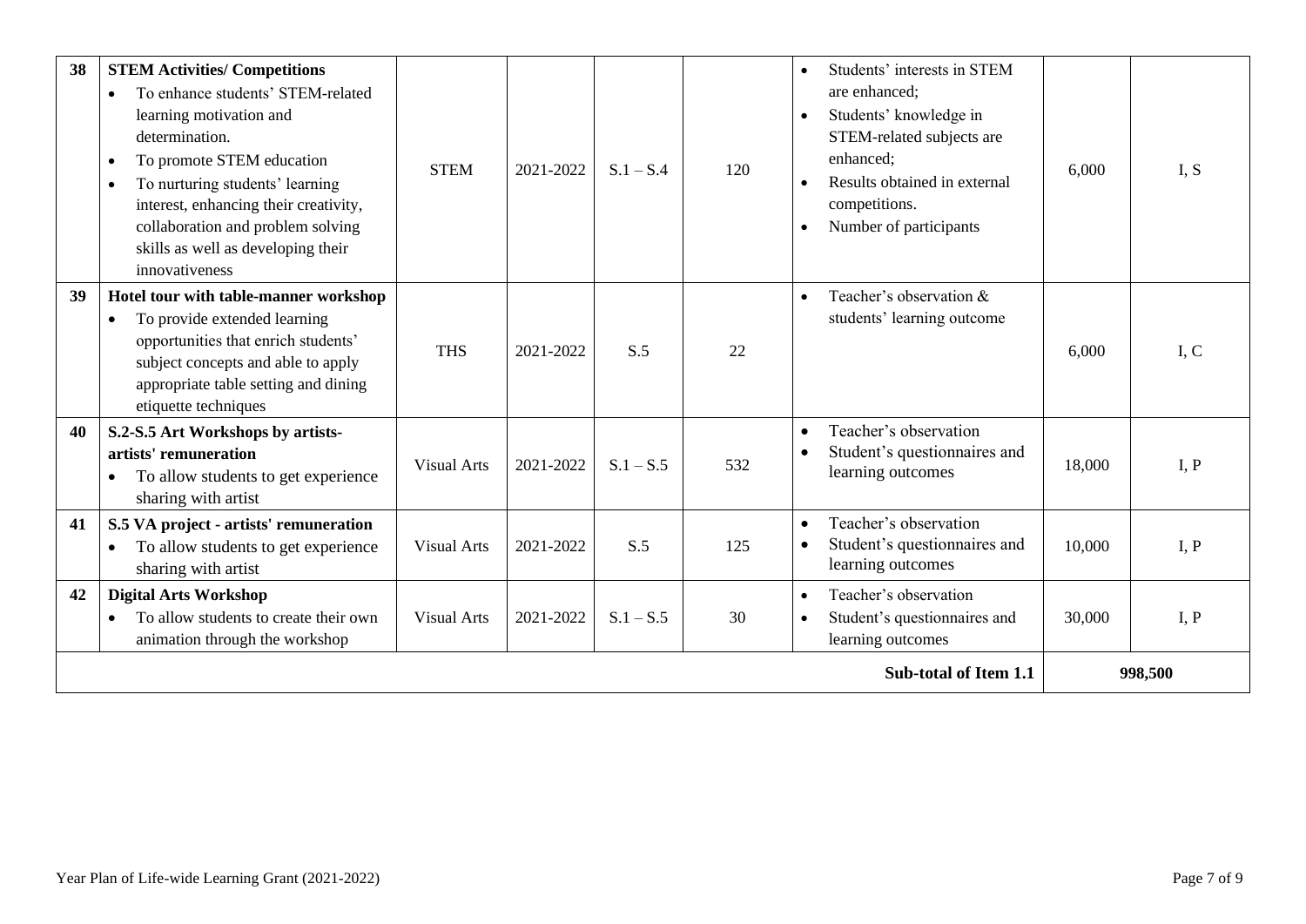| | | | | | | | | |
|---|---|---|---|---|---|---|---|---|
| 38 | **STEM Activities/ Competitions**<br>• To enhance students' STEM-related learning motivation and determination.<br>• To promote STEM education<br>• To nurturing students' learning interest, enhancing their creativity, collaboration and problem solving skills as well as developing their innovativeness | STEM | 2021-2022 | S.1 – S.4 | 120 | • Students' interests in STEM are enhanced;<br>• Students' knowledge in STEM-related subjects are enhanced;<br>• Results obtained in external competitions.<br>• Number of participants | 6,000 | I, S |
| 39 | **Hotel tour with table-manner workshop**<br>• To provide extended learning opportunities that enrich students' subject concepts and able to apply appropriate table setting and dining etiquette techniques | THS | 2021-2022 | S.5 | 22 | • Teacher's observation & students' learning outcome | 6,000 | I, C |
| 40 | **S.2-S.5 Art Workshops by artists-artists' remuneration**<br>• To allow students to get experience sharing with artist | Visual Arts | 2021-2022 | S.1 – S.5 | 532 | • Teacher's observation<br>• Student's questionnaires and learning outcomes | 18,000 | I, P |
| 41 | **S.5 VA project - artists' remuneration**<br>• To allow students to get experience sharing with artist | Visual Arts | 2021-2022 | S.5 | 125 | • Teacher's observation<br>• Student's questionnaires and learning outcomes | 10,000 | I, P |
| 42 | **Digital Arts Workshop**<br>• To allow students to create their own animation through the workshop | Visual Arts | 2021-2022 | S.1 – S.5 | 30 | • Teacher's observation<br>• Student's questionnaires and learning outcomes | 30,000 | I, P |
| | | | | | | **Sub-total of Item 1.1** | 998,500 | |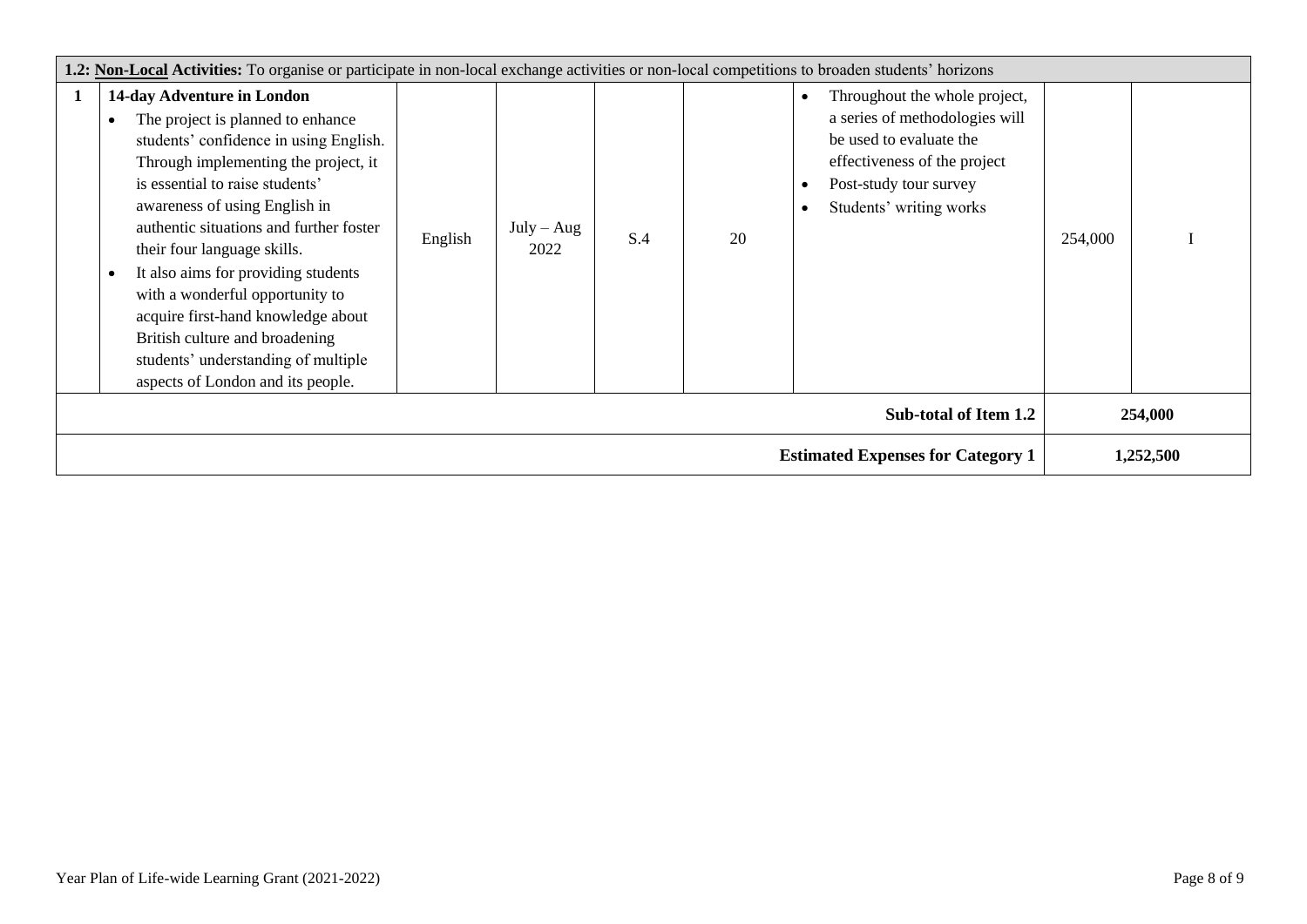| | | | | | | | | |
|---|---|---|---|---|---|---|---|---|
| **1.2: <u>Non-Local</u> Activities:** To organise or participate in non-local exchange activities or non-local competitions to broaden students' horizons | | | | | | | | |
| **1** | **14-day Adventure in London**<br>• The project is planned to enhance students' confidence in using English. Through implementing the project, it is essential to raise students' awareness of using English in authentic situations and further foster their four language skills.<br>• It also aims for providing students with a wonderful opportunity to acquire first-hand knowledge about British culture and broadening students' understanding of multiple aspects of London and its people. | English | July – Aug 2022 | S.4 | 20 | • Throughout the whole project, a series of methodologies will be used to evaluate the effectiveness of the project<br>• Post-study tour survey<br>• Students' writing works | 254,000 | I |
| | | | | | | **Sub-total of Item 1.2** | **254,000** | |
| | | | | | | **Estimated Expenses for Category 1** | **1,252,500** | |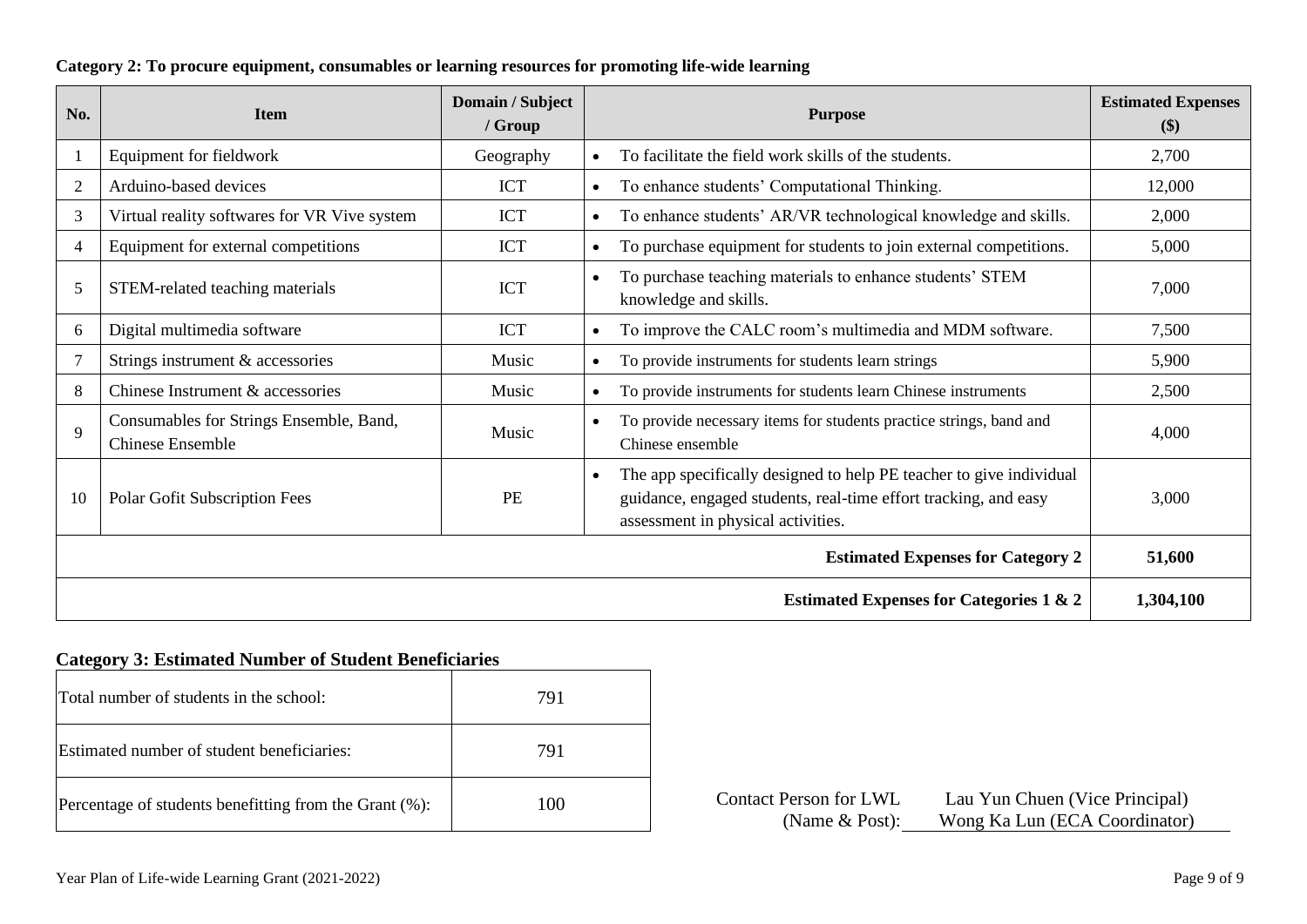**Category 2: To procure equipment, consumables or learning resources for promoting life-wide learning**

| No. | Item | Domain / Subject / Group | Purpose | Estimated Expenses ($) |
|---|---|---|---|---|
| 1 | Equipment for fieldwork | Geography | • To facilitate the field work skills of the students. | 2,700 |
| 2 | Arduino-based devices | ICT | • To enhance students' Computational Thinking. | 12,000 |
| 3 | Virtual reality softwares for VR Vive system | ICT | • To enhance students' AR/VR technological knowledge and skills. | 2,000 |
| 4 | Equipment for external competitions | ICT | • To purchase equipment for students to join external competitions. | 5,000 |
| 5 | STEM-related teaching materials | ICT | • To purchase teaching materials to enhance students' STEM knowledge and skills. | 7,000 |
| 6 | Digital multimedia software | ICT | • To improve the CALC room's multimedia and MDM software. | 7,500 |
| 7 | Strings instrument & accessories | Music | • To provide instruments for students learn strings | 5,900 |
| 8 | Chinese Instrument & accessories | Music | • To provide instruments for students learn Chinese instruments | 2,500 |
| 9 | Consumables for Strings Ensemble, Band, Chinese Ensemble | Music | • To provide necessary items for students practice strings, band and Chinese ensemble | 4,000 |
| 10 | Polar Gofit Subscription Fees | PE | • The app specifically designed to help PE teacher to give individual guidance, engaged students, real-time effort tracking, and easy assessment in physical activities. | 3,000 |
| | | | **Estimated Expenses for Category 2** | **51,600** |
| | | | **Estimated Expenses for Categories 1 & 2** | **1,304,100** |

**Category 3: Estimated Number of Student Beneficiaries**

| | |
|---|---|
| Total number of students in the school: | 791 |
| Estimated number of student beneficiaries: | 791 |
| Percentage of students benefitting from the Grant (%): | 100 |

Contact Person for LWL (Name & Post): Lau Yun Chuen (Vice Principal)
Wong Ka Lun (ECA Coordinator)